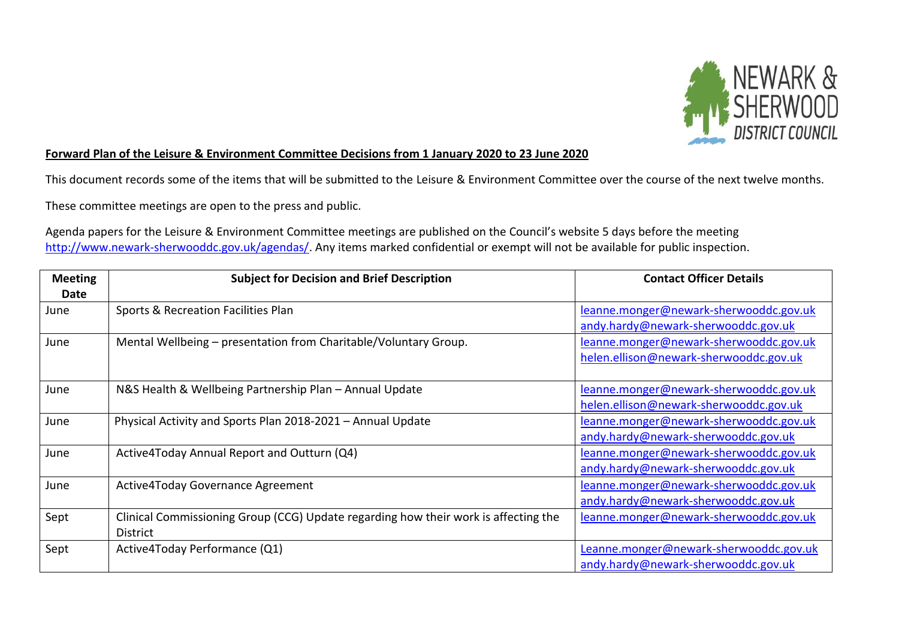NEWARK & SHERWOOD DISTRICT COUNCIL

**Forward Plan of the Leisure & Environment Committee Decisions from 1 January 2020 to 23 June 2020**

This document records some of the items that will be submitted to the Leisure & Environment Committee over the course of the next twelve months.

These committee meetings are open to the press and public.

Agenda papers for the Leisure & Environment Committee meetings are published on the Council's website 5 days before the meeting http://www.newark-sherwooddc.gov.uk/agendas/. Any items marked confidential or exempt will not be available for public inspection.

| Meeting Date | Subject for Decision and Brief Description | Contact Officer Details |
|---|---|---|
| June | Sports & Recreation Facilities Plan | leanne.monger@newark-sherwooddc.gov.uk andy.hardy@newark-sherwooddc.gov.uk |
| June | Mental Wellbeing – presentation from Charitable/Voluntary Group. | leanne.monger@newark-sherwooddc.gov.uk helen.ellison@newark-sherwooddc.gov.uk |
| June | N&S Health & Wellbeing Partnership Plan – Annual Update | leanne.monger@newark-sherwooddc.gov.uk helen.ellison@newark-sherwooddc.gov.uk |
| June | Physical Activity and Sports Plan 2018-2021 – Annual Update | leanne.monger@newark-sherwooddc.gov.uk andy.hardy@newark-sherwooddc.gov.uk |
| June | Active4Today Annual Report and Outturn (Q4) | leanne.monger@newark-sherwooddc.gov.uk andy.hardy@newark-sherwooddc.gov.uk |
| June | Active4Today Governance Agreement | leanne.monger@newark-sherwooddc.gov.uk andy.hardy@newark-sherwooddc.gov.uk |
| Sept | Clinical Commissioning Group (CCG) Update regarding how their work is affecting the District | leanne.monger@newark-sherwooddc.gov.uk |
| Sept | Active4Today Performance (Q1) | Leanne.monger@newark-sherwooddc.gov.uk andy.hardy@newark-sherwooddc.gov.uk |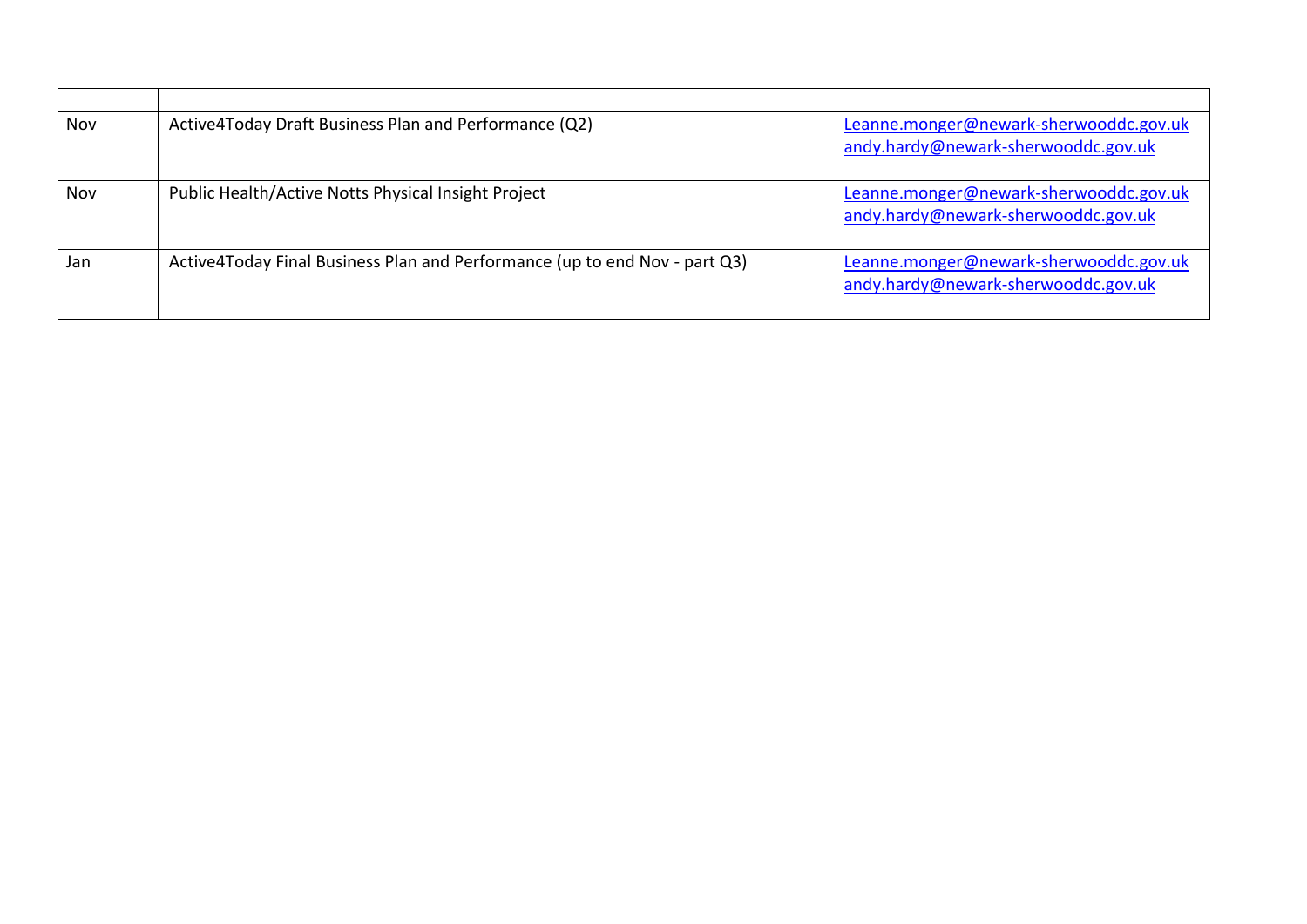| | | |
|---|---|---|
| | | |
| Nov | Active4Today Draft Business Plan and Performance (Q2) | Leanne.monger@newark-sherwooddc.gov.uk andy.hardy@newark-sherwooddc.gov.uk |
| Nov | Public Health/Active Notts Physical Insight Project | Leanne.monger@newark-sherwooddc.gov.uk andy.hardy@newark-sherwooddc.gov.uk |
| Jan | Active4Today Final Business Plan and Performance (up to end Nov - part Q3) | Leanne.monger@newark-sherwooddc.gov.uk andy.hardy@newark-sherwooddc.gov.uk |